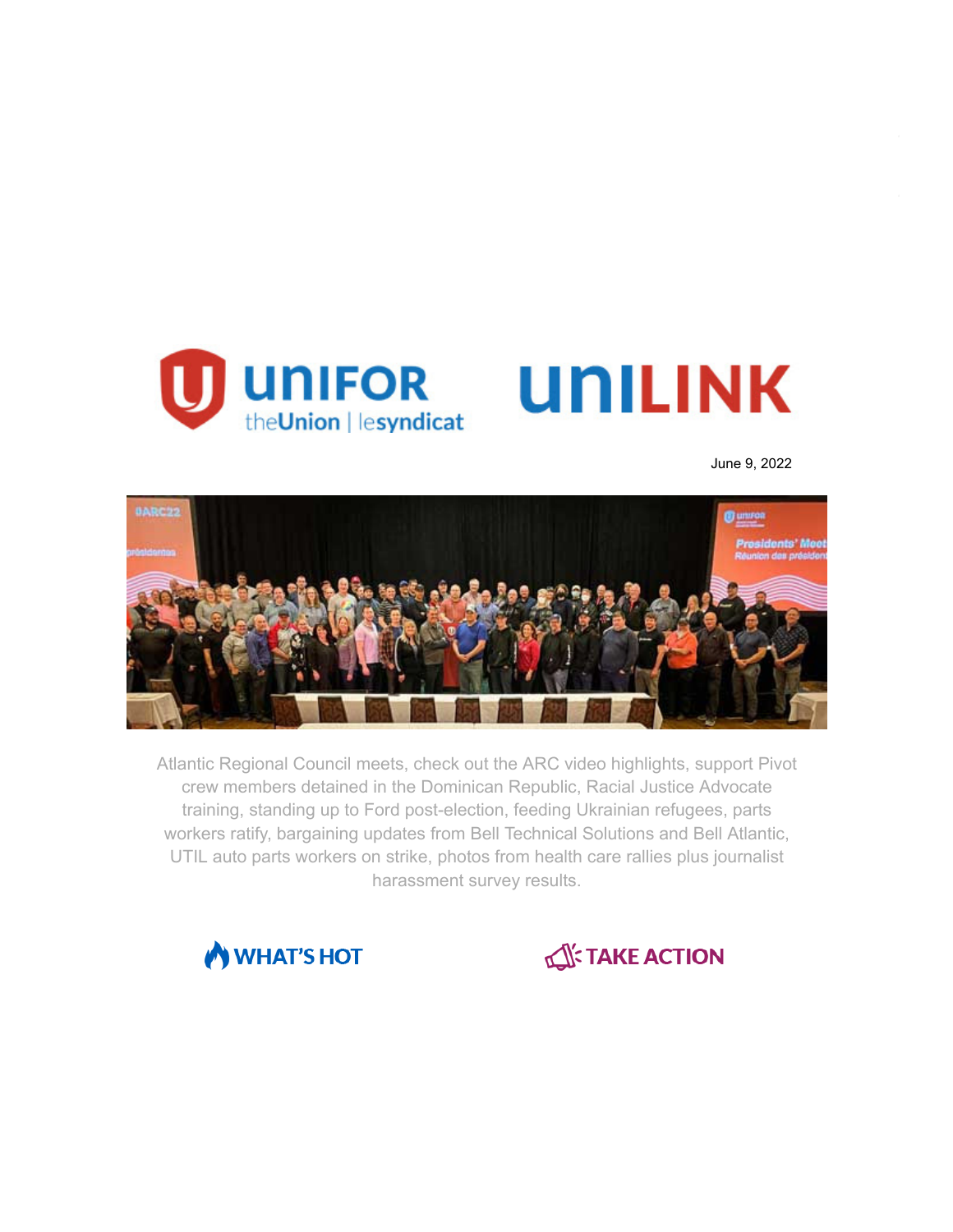UNIFOR theUnion | lesyndicat

UNILINK

June 9, 2022

Atlantic Regional Council meets, check out the ARC video highlights, support Pivot crew members detained in the Dominican Republic, Racial Justice Advocate training, standing up to Ford post-election, feeding Ukrainian refugees, parts workers ratify, bargaining updates from Bell Technical Solutions and Bell Atlantic, UTIL auto parts workers on strike, photos from health care rallies plus journalist harassment survey results.

WHAT'S HOT

TAKE ACTION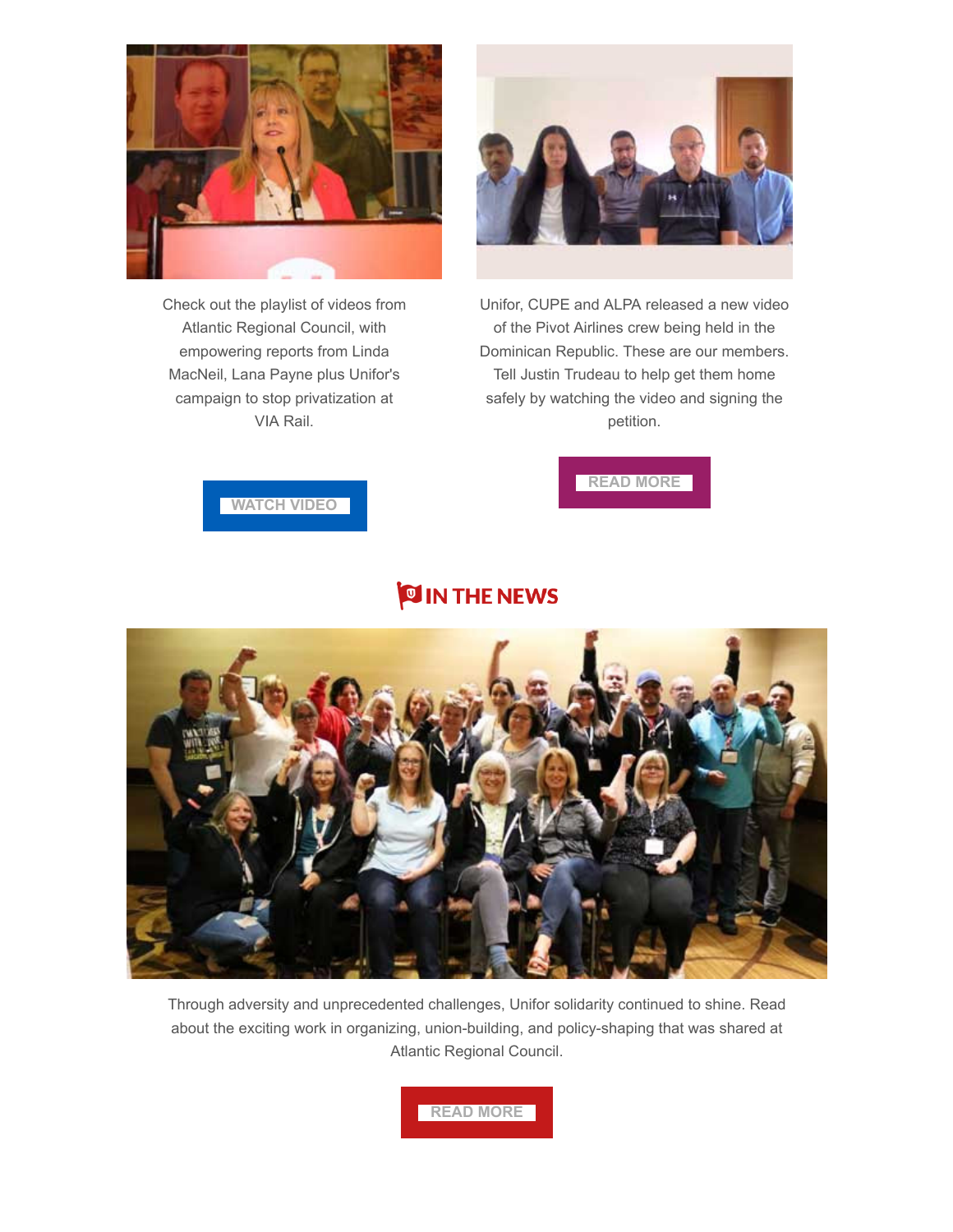Check out the playlist of videos from Atlantic Regional Council, with empowering reports from Linda MacNeil, Lana Payne plus Unifor's campaign to stop privatization at VIA Rail.

WATCH VIDEO

Unifor, CUPE and ALPA released a new video of the Pivot Airlines crew being held in the Dominican Republic. These are our members. Tell Justin Trudeau to help get them home safely by watching the video and signing the petition.

READ MORE

## IN THE NEWS

Through adversity and unprecedented challenges, Unifor solidarity continued to shine. Read about the exciting work in organizing, union-building, and policy-shaping that was shared at Atlantic Regional Council.

READ MORE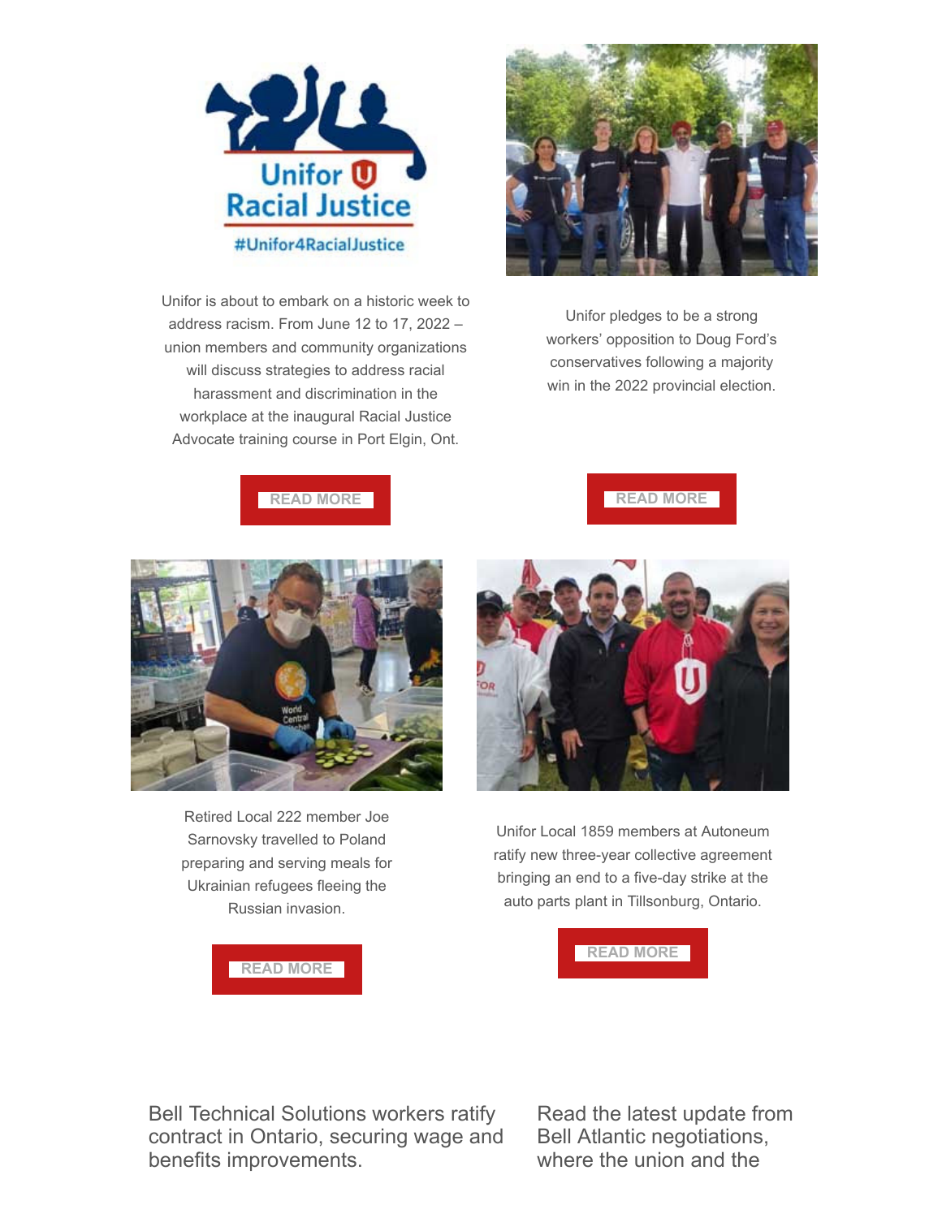Unifor is about to embark on a historic week to address racism. From June 12 to 17, 2022 – union members and community organizations will discuss strategies to address racial harassment and discrimination in the workplace at the inaugural Racial Justice Advocate training course in Port Elgin, Ont.

READ MORE

Unifor pledges to be a strong workers' opposition to Doug Ford's conservatives following a majority win in the 2022 provincial election.

READ MORE

Retired Local 222 member Joe Sarnovsky travelled to Poland preparing and serving meals for Ukrainian refugees fleeing the Russian invasion.

READ MORE

Unifor Local 1859 members at Autoneum ratify new three-year collective agreement bringing an end to a five-day strike at the auto parts plant in Tillsonburg, Ontario.

READ MORE

Bell Technical Solutions workers ratify contract in Ontario, securing wage and benefits improvements.

Read the latest update from Bell Atlantic negotiations, where the union and the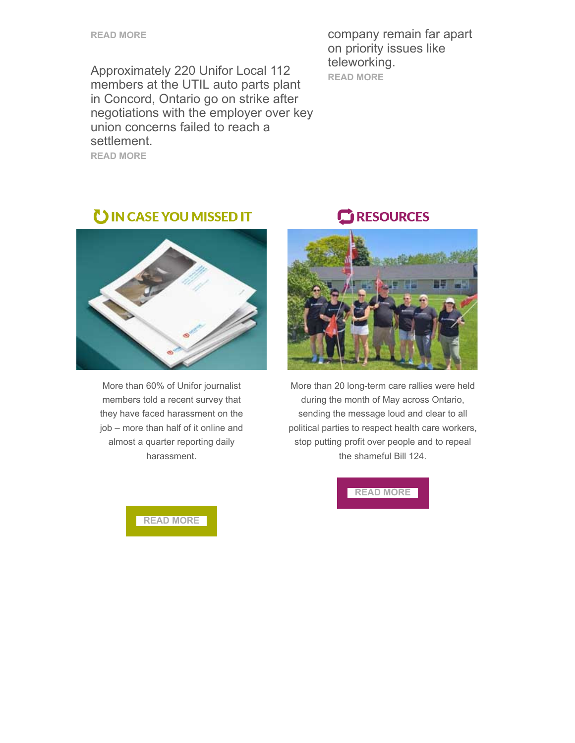READ MORE

Approximately 220 Unifor Local 112 members at the UTIL auto parts plant in Concord, Ontario go on strike after negotiations with the employer over key union concerns failed to reach a settlement.

READ MORE

company remain far apart on priority issues like teleworking.

READ MORE

## IN CASE YOU MISSED IT

More than 60% of Unifor journalist members told a recent survey that they have faced harassment on the job – more than half of it online and almost a quarter reporting daily harassment.

READ MORE

## RESOURCES

More than 20 long-term care rallies were held during the month of May across Ontario, sending the message loud and clear to all political parties to respect health care workers, stop putting profit over people and to repeal the shameful Bill 124.

READ MORE